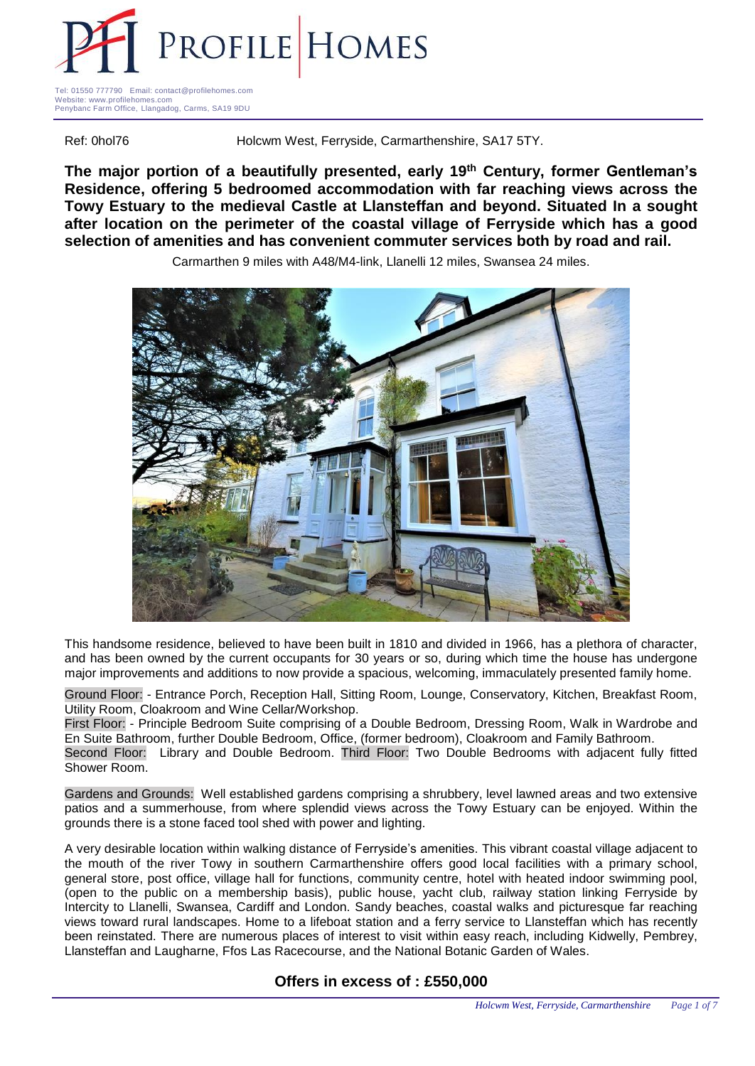# PROFILE HOMES

Tel: 01550 777790 Email: contact@profilehomes.com
Website: www.profilehomes.com
Penybanc Farm Office, Llangadog, Carms, SA19 9DU

Ref: 0hol76 Holcwm West, Ferryside, Carmarthenshire, SA17 5TY.

**The major portion of a beautifully presented, early 19th Century, former Gentleman's Residence, offering 5 bedroomed accommodation with far reaching views across the Towy Estuary to the medieval Castle at Llansteffan and beyond. Situated In a sought after location on the perimeter of the coastal village of Ferryside which has a good selection of amenities and has convenient commuter services both by road and rail.**

Carmarthen 9 miles with A48/M4-link, Llanelli 12 miles, Swansea 24 miles.

This handsome residence, believed to have been built in 1810 and divided in 1966, has a plethora of character, and has been owned by the current occupants for 30 years or so, during which time the house has undergone major improvements and additions to now provide a spacious, welcoming, immaculately presented family home.

Ground Floor: - Entrance Porch, Reception Hall, Sitting Room, Lounge, Conservatory, Kitchen, Breakfast Room, Utility Room, Cloakroom and Wine Cellar/Workshop.
First Floor: - Principle Bedroom Suite comprising of a Double Bedroom, Dressing Room, Walk in Wardrobe and En Suite Bathroom, further Double Bedroom, Office, (former bedroom), Cloakroom and Family Bathroom.
Second Floor: Library and Double Bedroom. Third Floor: Two Double Bedrooms with adjacent fully fitted Shower Room.

Gardens and Grounds: Well established gardens comprising a shrubbery, level lawned areas and two extensive patios and a summerhouse, from where splendid views across the Towy Estuary can be enjoyed. Within the grounds there is a stone faced tool shed with power and lighting.

A very desirable location within walking distance of Ferryside's amenities. This vibrant coastal village adjacent to the mouth of the river Towy in southern Carmarthenshire offers good local facilities with a primary school, general store, post office, village hall for functions, community centre, hotel with heated indoor swimming pool, (open to the public on a membership basis), public house, yacht club, railway station linking Ferryside by Intercity to Llanelli, Swansea, Cardiff and London. Sandy beaches, coastal walks and picturesque far reaching views toward rural landscapes. Home to a lifeboat station and a ferry service to Llansteffan which has recently been reinstated. There are numerous places of interest to visit within easy reach, including Kidwelly, Pembrey, Llansteffan and Laugharne, Ffos Las Racecourse, and the National Botanic Garden of Wales.

## Offers in excess of : £550,000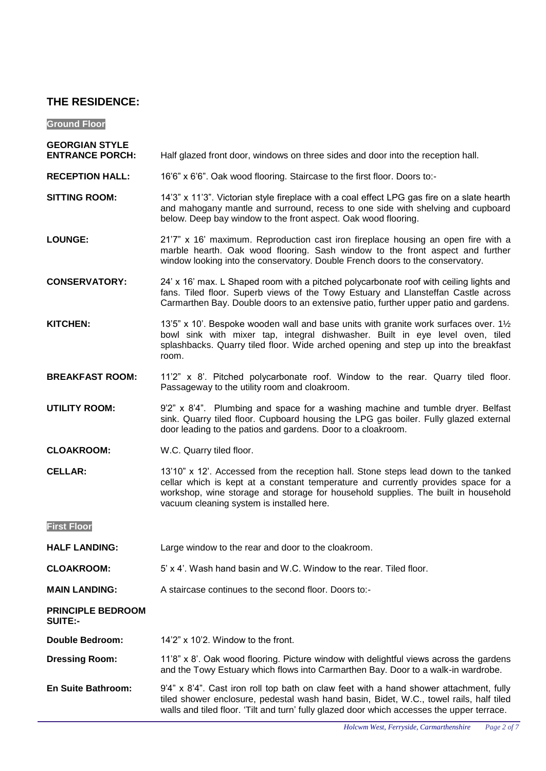## THE RESIDENCE:

### Ground Floor

**GEORGIAN STYLE ENTRANCE PORCH:** Half glazed front door, windows on three sides and door into the reception hall.

**RECEPTION HALL:** 16'6" x 6'6". Oak wood flooring. Staircase to the first floor. Doors to:-

**SITTING ROOM:** 14'3" x 11'3". Victorian style fireplace with a coal effect LPG gas fire on a slate hearth and mahogany mantle and surround, recess to one side with shelving and cupboard below. Deep bay window to the front aspect. Oak wood flooring.

**LOUNGE:** 21'7" x 16' maximum. Reproduction cast iron fireplace housing an open fire with a marble hearth. Oak wood flooring. Sash window to the front aspect and further window looking into the conservatory. Double French doors to the conservatory.

**CONSERVATORY:** 24' x 16' max. L Shaped room with a pitched polycarbonate roof with ceiling lights and fans. Tiled floor. Superb views of the Towy Estuary and Llansteffan Castle across Carmarthen Bay. Double doors to an extensive patio, further upper patio and gardens.

**KITCHEN:** 13'5" x 10'. Bespoke wooden wall and base units with granite work surfaces over. 1½ bowl sink with mixer tap, integral dishwasher. Built in eye level oven, tiled splashbacks. Quarry tiled floor. Wide arched opening and step up into the breakfast room.

**BREAKFAST ROOM:** 11'2" x 8'. Pitched polycarbonate roof. Window to the rear. Quarry tiled floor. Passageway to the utility room and cloakroom.

**UTILITY ROOM:** 9'2" x 8'4". Plumbing and space for a washing machine and tumble dryer. Belfast sink. Quarry tiled floor. Cupboard housing the LPG gas boiler. Fully glazed external door leading to the patios and gardens. Door to a cloakroom.

**CLOAKROOM:** W.C. Quarry tiled floor.

**CELLAR:** 13'10" x 12'. Accessed from the reception hall. Stone steps lead down to the tanked cellar which is kept at a constant temperature and currently provides space for a workshop, wine storage and storage for household supplies. The built in household vacuum cleaning system is installed here.

### First Floor

**HALF LANDING:** Large window to the rear and door to the cloakroom.

**CLOAKROOM:** 5' x 4'. Wash hand basin and W.C. Window to the rear. Tiled floor.

**MAIN LANDING:** A staircase continues to the second floor. Doors to:-

**PRINCIPLE BEDROOM SUITE:-**

**Double Bedroom:** 14'2" x 10'2. Window to the front.

**Dressing Room:** 11'8" x 8'. Oak wood flooring. Picture window with delightful views across the gardens and the Towy Estuary which flows into Carmarthen Bay. Door to a walk-in wardrobe.

**En Suite Bathroom:** 9'4" x 8'4". Cast iron roll top bath on claw feet with a hand shower attachment, fully tiled shower enclosure, pedestal wash hand basin, Bidet, W.C., towel rails, half tiled walls and tiled floor. 'Tilt and turn' fully glazed door which accesses the upper terrace.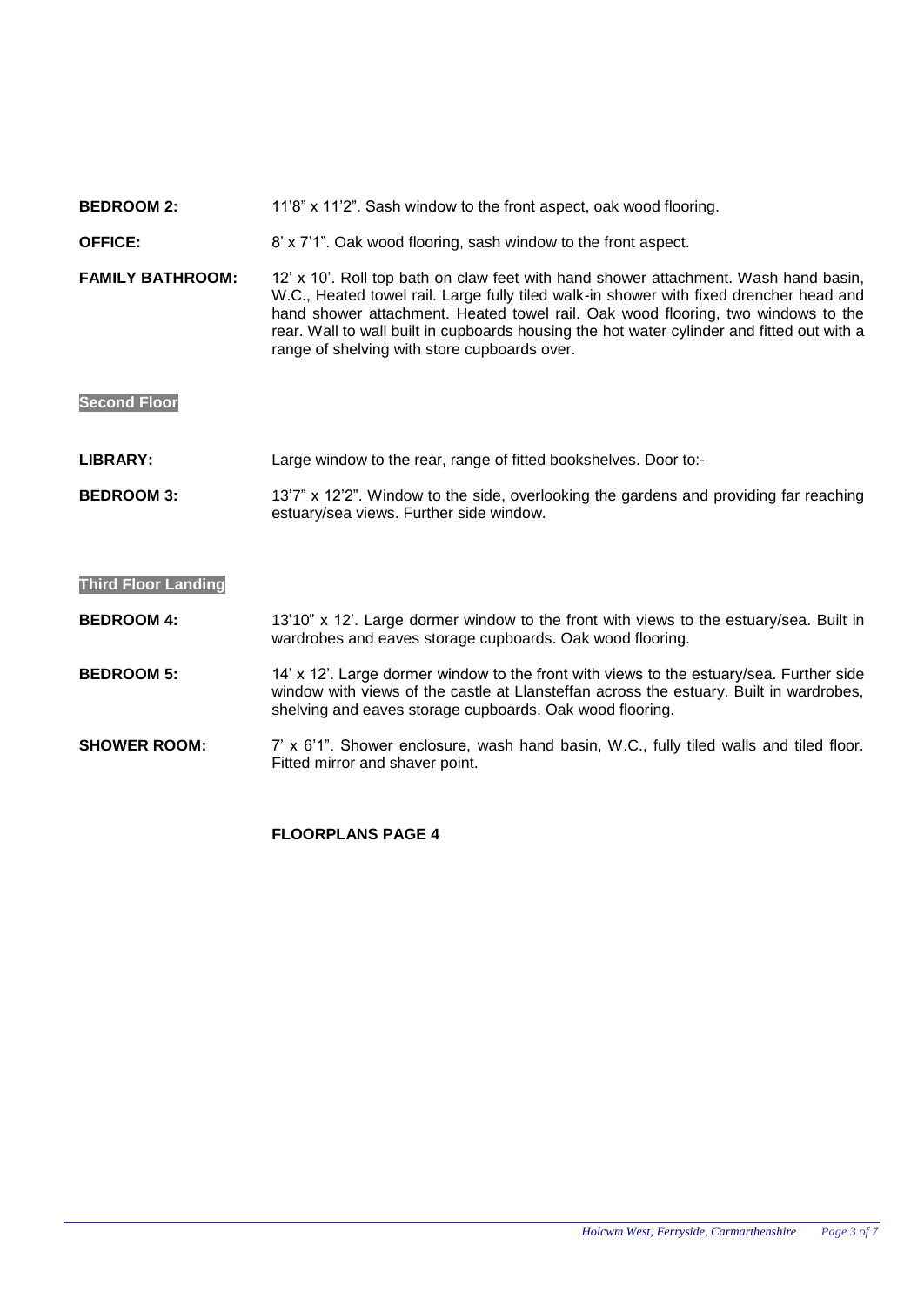**BEDROOM 2:** 11'8" x 11'2". Sash window to the front aspect, oak wood flooring.

**OFFICE:** 8' x 7'1". Oak wood flooring, sash window to the front aspect.

**FAMILY BATHROOM:** 12' x 10'. Roll top bath on claw feet with hand shower attachment. Wash hand basin, W.C., Heated towel rail. Large fully tiled walk-in shower with fixed drencher head and hand shower attachment. Heated towel rail. Oak wood flooring, two windows to the rear. Wall to wall built in cupboards housing the hot water cylinder and fitted out with a range of shelving with store cupboards over.

## Second Floor

**LIBRARY:** Large window to the rear, range of fitted bookshelves. Door to:-

**BEDROOM 3:** 13'7" x 12'2". Window to the side, overlooking the gardens and providing far reaching estuary/sea views. Further side window.

## Third Floor Landing

**BEDROOM 4:** 13'10" x 12'. Large dormer window to the front with views to the estuary/sea. Built in wardrobes and eaves storage cupboards. Oak wood flooring.

**BEDROOM 5:** 14' x 12'. Large dormer window to the front with views to the estuary/sea. Further side window with views of the castle at Llansteffan across the estuary. Built in wardrobes, shelving and eaves storage cupboards. Oak wood flooring.

**SHOWER ROOM:** 7' x 6'1". Shower enclosure, wash hand basin, W.C., fully tiled walls and tiled floor. Fitted mirror and shaver point.

**FLOORPLANS PAGE 4**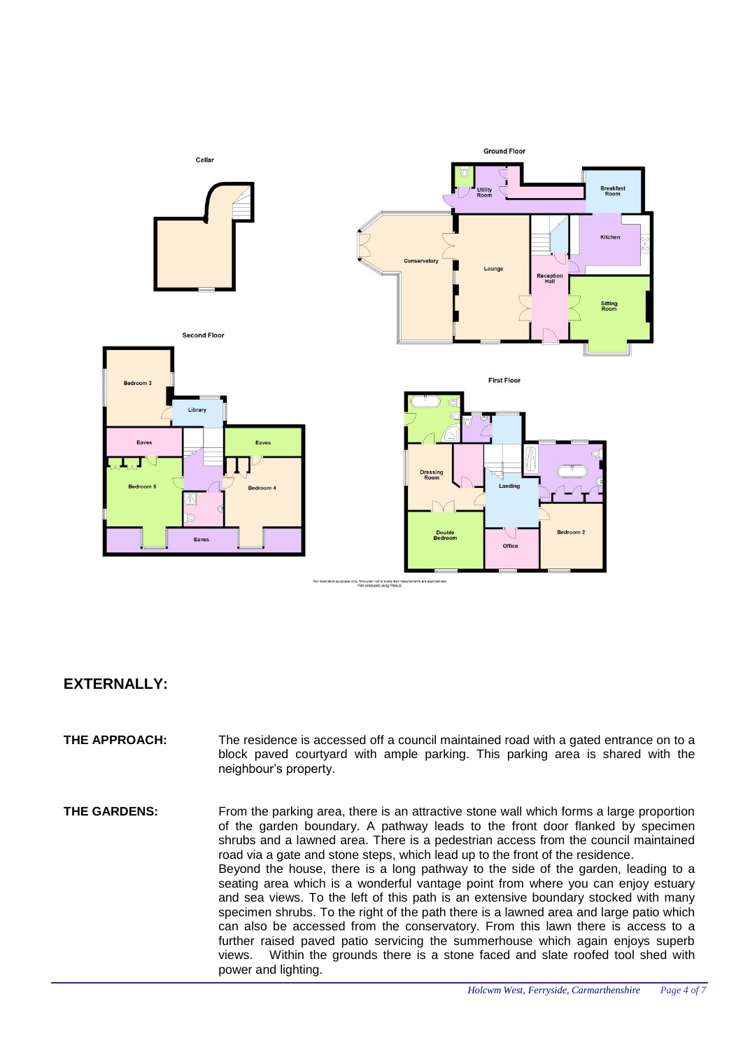Cellar

Ground Floor

Utility Room

Breakfast Room

Conservatory

Lounge

Reception Hall

Kitchen

Sitting Room

Second Floor

Bedroom 3

Library

Eaves

Eaves

Bedroom 5

Bedroom 4

Eaves

First Floor

Dressing Room

Landing

Double Bedroom

Office

Bedroom 2

For illustration purposes only, floor-plan not to scale and measurements are approximate
Plan produced using PlanUp.

## EXTERNALLY:

**THE APPROACH:** The residence is accessed off a council maintained road with a gated entrance on to a block paved courtyard with ample parking. This parking area is shared with the neighbour's property.

**THE GARDENS:** From the parking area, there is an attractive stone wall which forms a large proportion of the garden boundary. A pathway leads to the front door flanked by specimen shrubs and a lawned area. There is a pedestrian access from the council maintained road via a gate and stone steps, which lead up to the front of the residence.
Beyond the house, there is a long pathway to the side of the garden, leading to a seating area which is a wonderful vantage point from where you can enjoy estuary and sea views. To the left of this path is an extensive boundary stocked with many specimen shrubs. To the right of the path there is a lawned area and large patio which can also be accessed from the conservatory. From this lawn there is access to a further raised paved patio servicing the summerhouse which again enjoys superb views. Within the grounds there is a stone faced and slate roofed tool shed with power and lighting.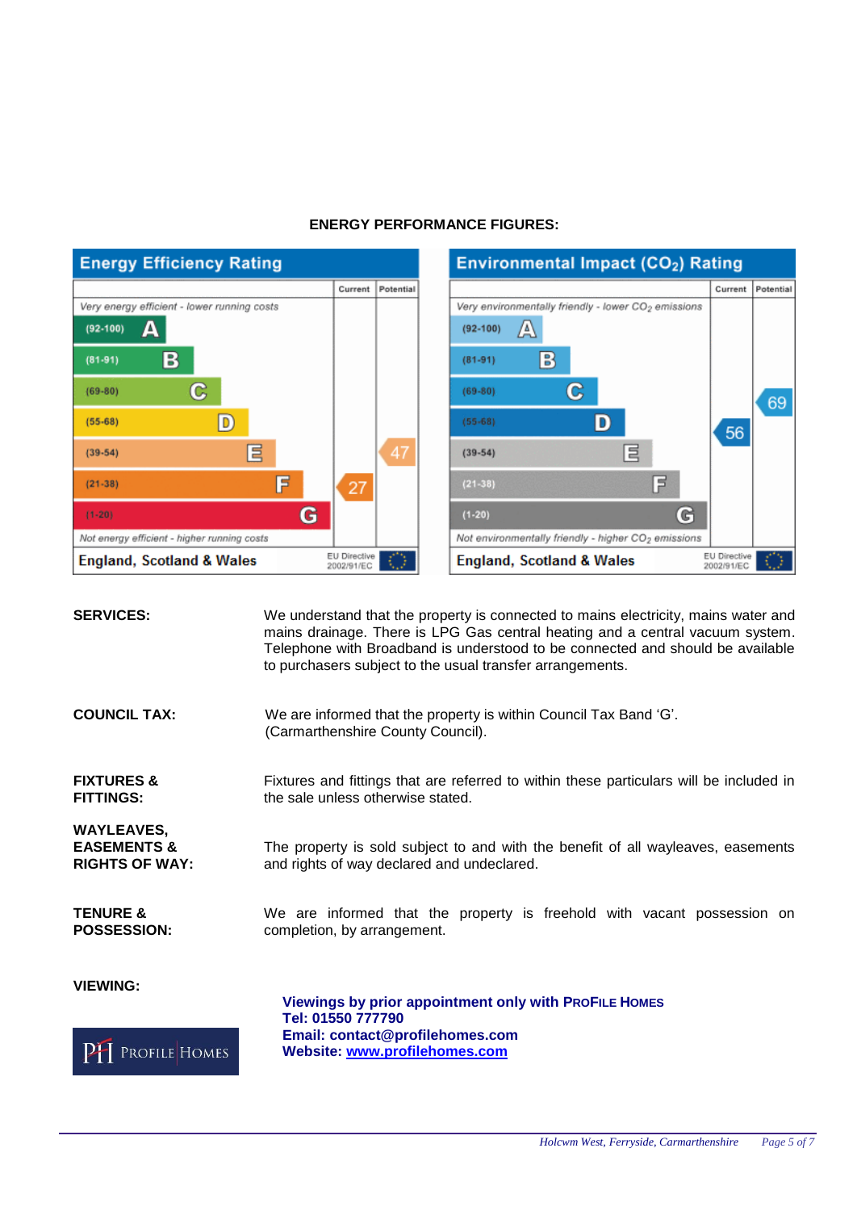## ENERGY PERFORMANCE FIGURES:

**Energy Efficiency Rating**

| | Current | Potential |
|---|---|---|
| *Very energy efficient - lower running costs* | | |
| (92-100) A | | |
| (81-91) B | | |
| (69-80) C | | |
| (55-68) D | | |
| (39-54) E | | 47 |
| (21-38) F | 27 | |
| (1-20) G | | |
| *Not energy efficient - higher running costs* | | |
| England, Scotland & Wales | EU Directive 2002/91/EC | |

**Environmental Impact ($CO_2$) Rating**

| | Current | Potential |
|---|---|---|
| *Very environmentally friendly - lower $CO_2$ emissions* | | |
| (92-100) A | | |
| (81-91) B | | |
| (69-80) C | | 69 |
| (55-68) D | 56 | |
| (39-54) E | | |
| (21-38) F | | |
| (1-20) G | | |
| *Not environmentally friendly - higher $CO_2$ emissions* | | |
| England, Scotland & Wales | EU Directive 2002/91/EC | |

**SERVICES:** We understand that the property is connected to mains electricity, mains water and mains drainage. There is LPG Gas central heating and a central vacuum system. Telephone with Broadband is understood to be connected and should be available to purchasers subject to the usual transfer arrangements.

**COUNCIL TAX:** We are informed that the property is within Council Tax Band 'G'. (Carmarthenshire County Council).

**FIXTURES & FITTINGS:** Fixtures and fittings that are referred to within these particulars will be included in the sale unless otherwise stated.

**WAYLEAVES, EASEMENTS & RIGHTS OF WAY:** The property is sold subject to and with the benefit of all wayleaves, easements and rights of way declared and undeclared.

**TENURE & POSSESSION:** We are informed that the property is freehold with vacant possession on completion, by arrangement.

**VIEWING:**

**Viewings by prior appointment only with PROFILE HOMES**
**Tel: 01550 777790**
**Email: contact@profilehomes.com**
**Website: [www.profilehomes.com](http://www.profilehomes.com)**

PH PROFILE HOMES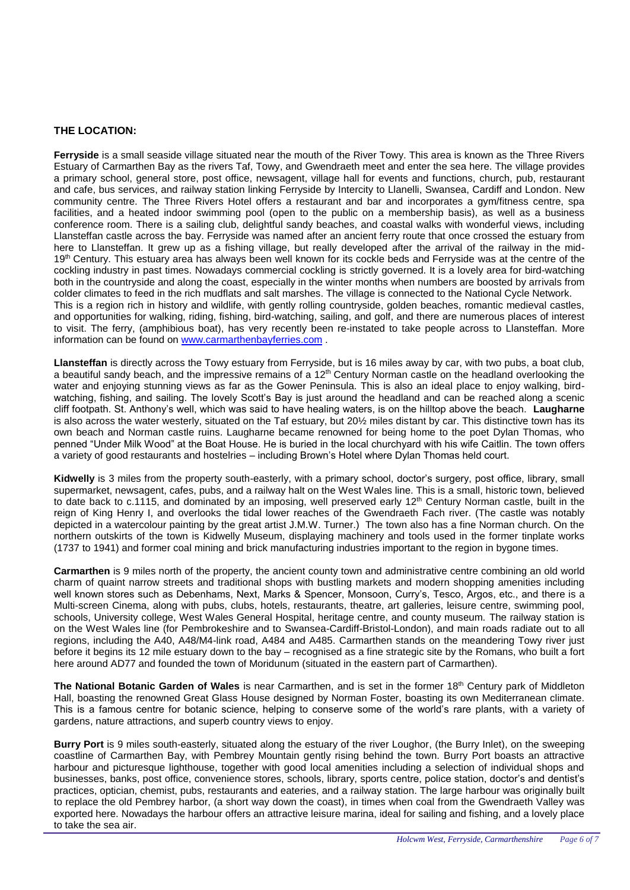## THE LOCATION:

**Ferryside** is a small seaside village situated near the mouth of the River Towy. This area is known as the Three Rivers Estuary of Carmarthen Bay as the rivers Taf, Towy, and Gwendraeth meet and enter the sea here. The village provides a primary school, general store, post office, newsagent, village hall for events and functions, church, pub, restaurant and cafe, bus services, and railway station linking Ferryside by Intercity to Llanelli, Swansea, Cardiff and London. New community centre. The Three Rivers Hotel offers a restaurant and bar and incorporates a gym/fitness centre, spa facilities, and a heated indoor swimming pool (open to the public on a membership basis), as well as a business conference room. There is a sailing club, delightful sandy beaches, and coastal walks with wonderful views, including Llansteffan castle across the bay. Ferryside was named after an ancient ferry route that once crossed the estuary from here to Llansteffan. It grew up as a fishing village, but really developed after the arrival of the railway in the mid-19th Century. This estuary area has always been well known for its cockle beds and Ferryside was at the centre of the cockling industry in past times. Nowadays commercial cockling is strictly governed. It is a lovely area for bird-watching both in the countryside and along the coast, especially in the winter months when numbers are boosted by arrivals from colder climates to feed in the rich mudflats and salt marshes. The village is connected to the National Cycle Network.

This is a region rich in history and wildlife, with gently rolling countryside, golden beaches, romantic medieval castles, and opportunities for walking, riding, fishing, bird-watching, sailing, and golf, and there are numerous places of interest to visit. The ferry, (amphibious boat), has very recently been re-instated to take people across to Llansteffan. More information can be found on [www.carmarthenbayferries.com](http://www.carmarthenbayferries.com) .

**Llansteffan** is directly across the Towy estuary from Ferryside, but is 16 miles away by car, with two pubs, a boat club, a beautiful sandy beach, and the impressive remains of a 12th Century Norman castle on the headland overlooking the water and enjoying stunning views as far as the Gower Peninsula. This is also an ideal place to enjoy walking, bird-watching, fishing, and sailing. The lovely Scott's Bay is just around the headland and can be reached along a scenic cliff footpath. St. Anthony's well, which was said to have healing waters, is on the hilltop above the beach. **Laugharne** is also across the water westerly, situated on the Taf estuary, but 20½ miles distant by car. This distinctive town has its own beach and Norman castle ruins. Laugharne became renowned for being home to the poet Dylan Thomas, who penned "Under Milk Wood" at the Boat House. He is buried in the local churchyard with his wife Caitlin. The town offers a variety of good restaurants and hostelries – including Brown's Hotel where Dylan Thomas held court.

**Kidwelly** is 3 miles from the property south-easterly, with a primary school, doctor's surgery, post office, library, small supermarket, newsagent, cafes, pubs, and a railway halt on the West Wales line. This is a small, historic town, believed to date back to c.1115, and dominated by an imposing, well preserved early 12th Century Norman castle, built in the reign of King Henry I, and overlooks the tidal lower reaches of the Gwendraeth Fach river. (The castle was notably depicted in a watercolour painting by the great artist J.M.W. Turner.) The town also has a fine Norman church. On the northern outskirts of the town is Kidwelly Museum, displaying machinery and tools used in the former tinplate works (1737 to 1941) and former coal mining and brick manufacturing industries important to the region in bygone times.

**Carmarthen** is 9 miles north of the property, the ancient county town and administrative centre combining an old world charm of quaint narrow streets and traditional shops with bustling markets and modern shopping amenities including well known stores such as Debenhams, Next, Marks & Spencer, Monsoon, Curry's, Tesco, Argos, etc., and there is a Multi-screen Cinema, along with pubs, clubs, hotels, restaurants, theatre, art galleries, leisure centre, swimming pool, schools, University college, West Wales General Hospital, heritage centre, and county museum. The railway station is on the West Wales line (for Pembrokeshire and to Swansea-Cardiff-Bristol-London), and main roads radiate out to all regions, including the A40, A48/M4-link road, A484 and A485. Carmarthen stands on the meandering Towy river just before it begins its 12 mile estuary down to the bay – recognised as a fine strategic site by the Romans, who built a fort here around AD77 and founded the town of Moridunum (situated in the eastern part of Carmarthen).

**The National Botanic Garden of Wales** is near Carmarthen, and is set in the former 18th Century park of Middleton Hall, boasting the renowned Great Glass House designed by Norman Foster, boasting its own Mediterranean climate. This is a famous centre for botanic science, helping to conserve some of the world's rare plants, with a variety of gardens, nature attractions, and superb country views to enjoy.

**Burry Port** is 9 miles south-easterly, situated along the estuary of the river Loughor, (the Burry Inlet), on the sweeping coastline of Carmarthen Bay, with Pembrey Mountain gently rising behind the town. Burry Port boasts an attractive harbour and picturesque lighthouse, together with good local amenities including a selection of individual shops and businesses, banks, post office, convenience stores, schools, library, sports centre, police station, doctor's and dentist's practices, optician, chemist, pubs, restaurants and eateries, and a railway station. The large harbour was originally built to replace the old Pembrey harbor, (a short way down the coast), in times when coal from the Gwendraeth Valley was exported here. Nowadays the harbour offers an attractive leisure marina, ideal for sailing and fishing, and a lovely place to take the sea air.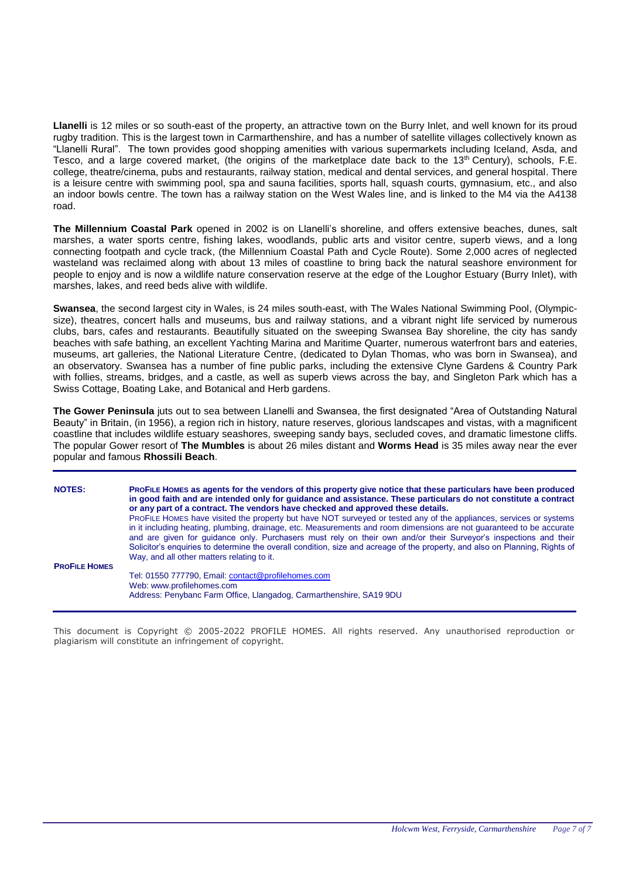**Llanelli** is 12 miles or so south-east of the property, an attractive town on the Burry Inlet, and well known for its proud rugby tradition. This is the largest town in Carmarthenshire, and has a number of satellite villages collectively known as "Llanelli Rural". The town provides good shopping amenities with various supermarkets including Iceland, Asda, and Tesco, and a large covered market, (the origins of the marketplace date back to the 13th Century), schools, F.E. college, theatre/cinema, pubs and restaurants, railway station, medical and dental services, and general hospital. There is a leisure centre with swimming pool, spa and sauna facilities, sports hall, squash courts, gymnasium, etc., and also an indoor bowls centre. The town has a railway station on the West Wales line, and is linked to the M4 via the A4138 road.

**The Millennium Coastal Park** opened in 2002 is on Llanelli's shoreline, and offers extensive beaches, dunes, salt marshes, a water sports centre, fishing lakes, woodlands, public arts and visitor centre, superb views, and a long connecting footpath and cycle track, (the Millennium Coastal Path and Cycle Route). Some 2,000 acres of neglected wasteland was reclaimed along with about 13 miles of coastline to bring back the natural seashore environment for people to enjoy and is now a wildlife nature conservation reserve at the edge of the Loughor Estuary (Burry Inlet), with marshes, lakes, and reed beds alive with wildlife.

**Swansea**, the second largest city in Wales, is 24 miles south-east, with The Wales National Swimming Pool, (Olympic-size), theatres, concert halls and museums, bus and railway stations, and a vibrant night life serviced by numerous clubs, bars, cafes and restaurants. Beautifully situated on the sweeping Swansea Bay shoreline, the city has sandy beaches with safe bathing, an excellent Yachting Marina and Maritime Quarter, numerous waterfront bars and eateries, museums, art galleries, the National Literature Centre, (dedicated to Dylan Thomas, who was born in Swansea), and an observatory. Swansea has a number of fine public parks, including the extensive Clyne Gardens & Country Park with follies, streams, bridges, and a castle, as well as superb views across the bay, and Singleton Park which has a Swiss Cottage, Boating Lake, and Botanical and Herb gardens.

**The Gower Peninsula** juts out to sea between Llanelli and Swansea, the first designated "Area of Outstanding Natural Beauty" in Britain, (in 1956), a region rich in history, nature reserves, glorious landscapes and vistas, with a magnificent coastline that includes wildlife estuary seashores, sweeping sandy bays, secluded coves, and dramatic limestone cliffs. The popular Gower resort of **The Mumbles** is about 26 miles distant and **Worms Head** is 35 miles away near the ever popular and famous **Rhossili Beach**.

---

**NOTES:**

**PROFILE HOMES as agents for the vendors of this property give notice that these particulars have been produced in good faith and are intended only for guidance and assistance. These particulars do not constitute a contract or any part of a contract. The vendors have checked and approved these details.**

PROFILE HOMES have visited the property but have NOT surveyed or tested any of the appliances, services or systems in it including heating, plumbing, drainage, etc. Measurements and room dimensions are not guaranteed to be accurate and are given for guidance only. Purchasers must rely on their own and/or their Surveyor's inspections and their Solicitor's enquiries to determine the overall condition, size and acreage of the property, and also on Planning, Rights of Way, and all other matters relating to it.

**PROFILE HOMES**

Tel: 01550 777790, Email: contact@profilehomes.com
Web: www.profilehomes.com
Address: Penybanc Farm Office, Llangadog, Carmarthenshire, SA19 9DU

---

This document is Copyright © 2005-2022 PROFILE HOMES. All rights reserved. Any unauthorised reproduction or plagiarism will constitute an infringement of copyright.